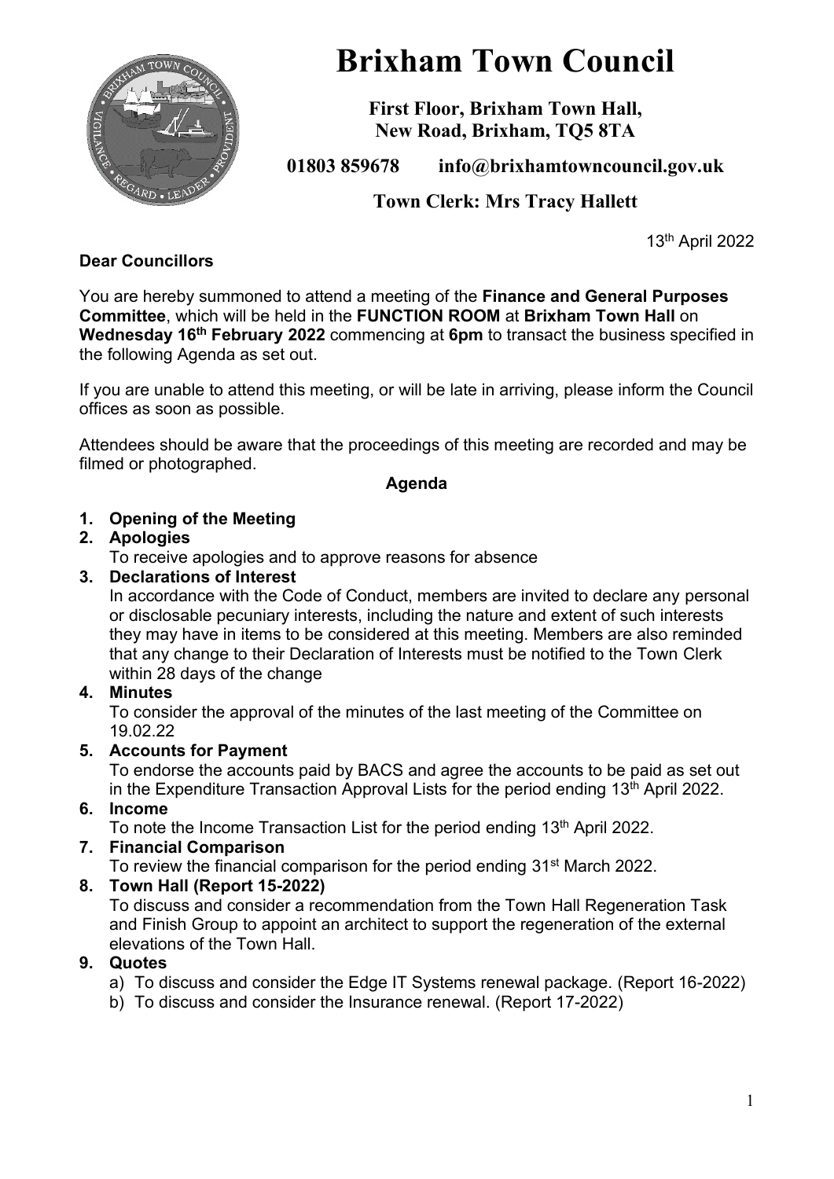# Brixham Town Council

**First Floor, Brixham Town Hall,**
**New Road, Brixham, TQ5 8TA**

**01803 859678 info@brixhamtowncouncil.gov.uk**

**Town Clerk: Mrs Tracy Hallett**

13th April 2022

**Dear Councillors**

You are hereby summoned to attend a meeting of the **Finance and General Purposes Committee**, which will be held in the **FUNCTION ROOM** at **Brixham Town Hall** on **Wednesday 16th February 2022** commencing at **6pm** to transact the business specified in the following Agenda as set out.

If you are unable to attend this meeting, or will be late in arriving, please inform the Council offices as soon as possible.

Attendees should be aware that the proceedings of this meeting are recorded and may be filmed or photographed.

**Agenda**

1. **Opening of the Meeting**
2. **Apologies**
   To receive apologies and to approve reasons for absence
3. **Declarations of Interest**
   In accordance with the Code of Conduct, members are invited to declare any personal or disclosable pecuniary interests, including the nature and extent of such interests they may have in items to be considered at this meeting. Members are also reminded that any change to their Declaration of Interests must be notified to the Town Clerk within 28 days of the change
4. **Minutes**
   To consider the approval of the minutes of the last meeting of the Committee on 19.02.22
5. **Accounts for Payment**
   To endorse the accounts paid by BACS and agree the accounts to be paid as set out in the Expenditure Transaction Approval Lists for the period ending 13th April 2022.
6. **Income**
   To note the Income Transaction List for the period ending 13th April 2022.
7. **Financial Comparison**
   To review the financial comparison for the period ending 31st March 2022.
8. **Town Hall (Report 15-2022)**
   To discuss and consider a recommendation from the Town Hall Regeneration Task and Finish Group to appoint an architect to support the regeneration of the external elevations of the Town Hall.
9. **Quotes**
   a) To discuss and consider the Edge IT Systems renewal package. (Report 16-2022)
   b) To discuss and consider the Insurance renewal. (Report 17-2022)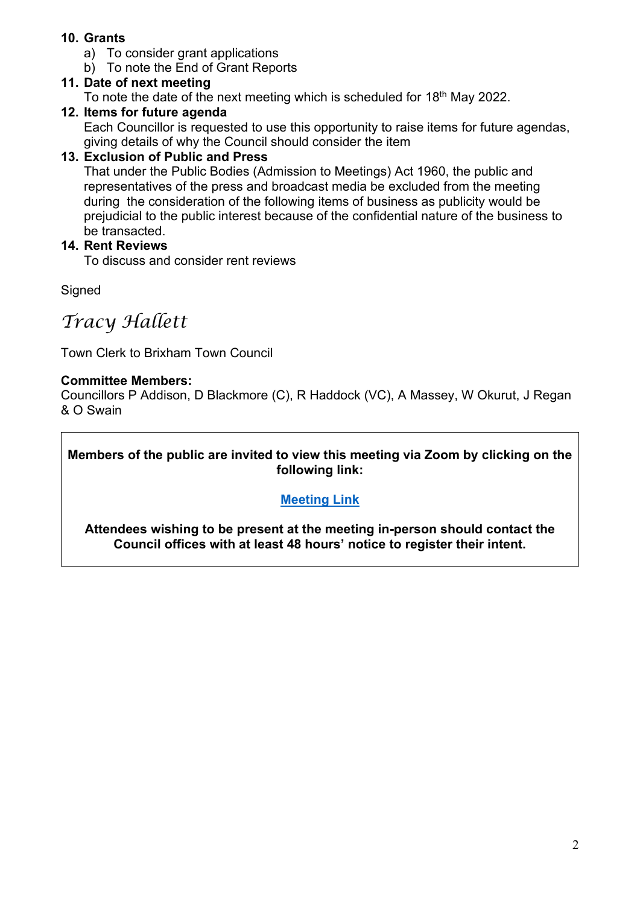**10. Grants**

a) To consider grant applications

b) To note the End of Grant Reports

**11. Date of next meeting**

To note the date of the next meeting which is scheduled for 18th May 2022.

**12. Items for future agenda**

Each Councillor is requested to use this opportunity to raise items for future agendas, giving details of why the Council should consider the item

**13. Exclusion of Public and Press**

That under the Public Bodies (Admission to Meetings) Act 1960, the public and representatives of the press and broadcast media be excluded from the meeting during the consideration of the following items of business as publicity would be prejudicial to the public interest because of the confidential nature of the business to be transacted.

**14. Rent Reviews**

To discuss and consider rent reviews

Signed

*Tracy Hallett*

Town Clerk to Brixham Town Council

**Committee Members:**

Councillors P Addison, D Blackmore (C), R Haddock (VC), A Massey, W Okurut, J Regan & O Swain

**Members of the public are invited to view this meeting via Zoom by clicking on the following link:**

**Meeting Link**

**Attendees wishing to be present at the meeting in-person should contact the Council offices with at least 48 hours' notice to register their intent.**